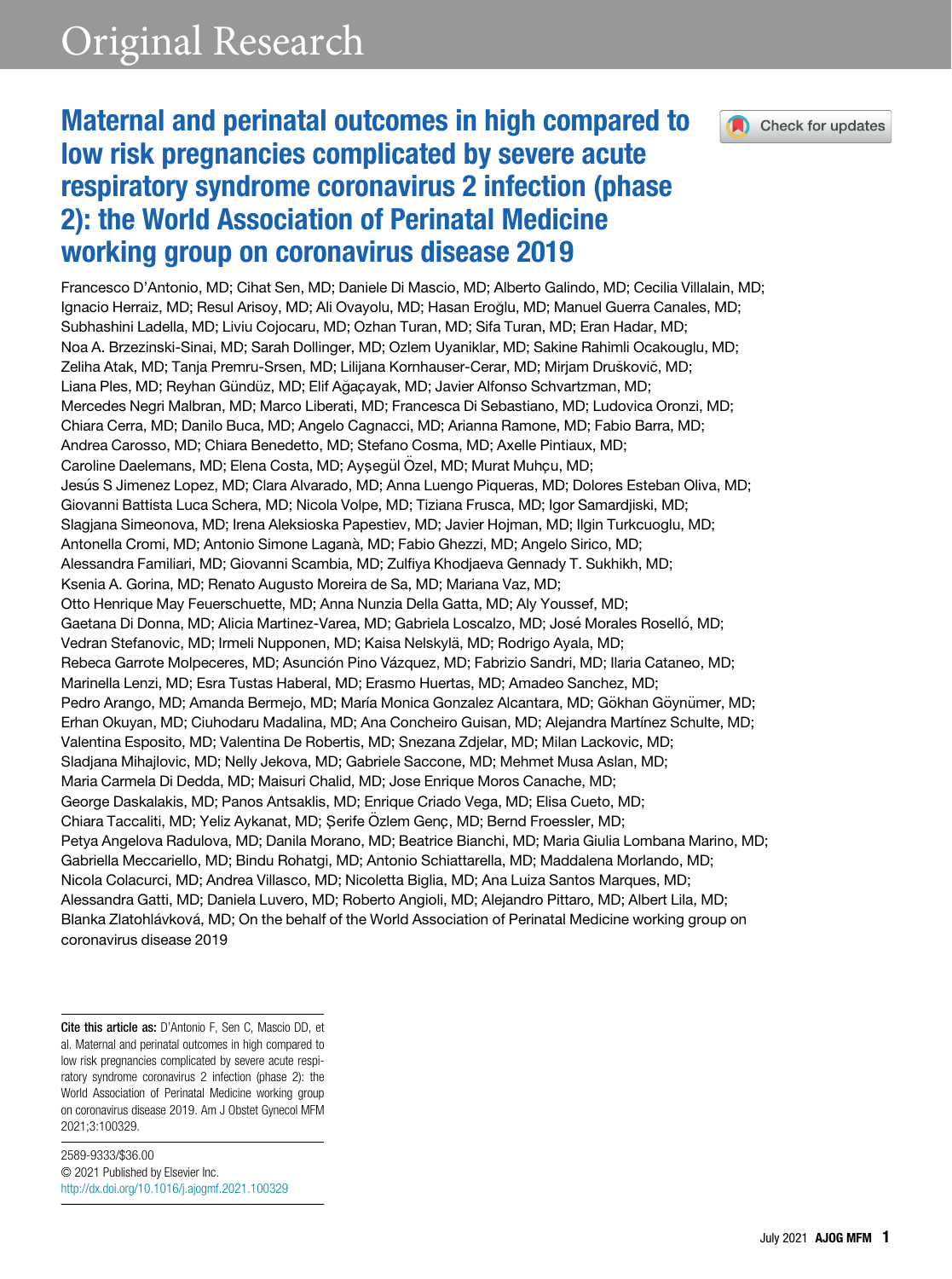Original Research

# Maternal and perinatal outcomes in high compared to low risk pregnancies complicated by severe acute respiratory syndrome coronavirus 2 infection (phase 2): the World Association of Perinatal Medicine working group on coronavirus disease 2019

Francesco D'Antonio, MD; Cihat Sen, MD; Daniele Di Mascio, MD; Alberto Galindo, MD; Cecilia Villalain, MD; Ignacio Herraiz, MD; Resul Arisoy, MD; Ali Ovayolu, MD; Hasan Eroğlu, MD; Manuel Guerra Canales, MD; Subhashini Ladella, MD; Liviu Cojocaru, MD; Ozhan Turan, MD; Sifa Turan, MD; Eran Hadar, MD; Noa A. Brzezinski-Sinai, MD; Sarah Dollinger, MD; Ozlem Uyaniklar, MD; Sakine Rahimli Ocakouglu, MD; Zeliha Atak, MD; Tanja Premru-Srsen, MD; Lilijana Kornhauser-Cerar, MD; Mirjam Druškovič, MD; Liana Ples, MD; Reyhan Gündüz, MD; Elif Ağaçayak, MD; Javier Alfonso Schvartzman, MD; Mercedes Negri Malbran, MD; Marco Liberati, MD; Francesca Di Sebastiano, MD; Ludovica Oronzi, MD; Chiara Cerra, MD; Danilo Buca, MD; Angelo Cagnacci, MD; Arianna Ramone, MD; Fabio Barra, MD; Andrea Carosso, MD; Chiara Benedetto, MD; Stefano Cosma, MD; Axelle Pintiaux, MD; Caroline Daelemans, MD; Elena Costa, MD; Ayşegül Özel, MD; Murat Muhçu, MD; Jesús S Jimenez Lopez, MD; Clara Alvarado, MD; Anna Luengo Piqueras, MD; Dolores Esteban Oliva, MD; Giovanni Battista Luca Schera, MD; Nicola Volpe, MD; Tiziana Frusca, MD; Igor Samardjiski, MD; Slagjana Simeonova, MD; Irena Aleksioska Papestiev, MD; Javier Hojman, MD; Ilgin Turkcuoglu, MD; Antonella Cromi, MD; Antonio Simone Laganà, MD; Fabio Ghezzi, MD; Angelo Sirico, MD; Alessandra Familiari, MD; Giovanni Scambia, MD; Zulfiya Khodjaeva Gennady T. Sukhikh, MD; Ksenia A. Gorina, MD; Renato Augusto Moreira de Sa, MD; Mariana Vaz, MD; Otto Henrique May Feuerschuette, MD; Anna Nunzia Della Gatta, MD; Aly Youssef, MD; Gaetana Di Donna, MD; Alicia Martinez-Varea, MD; Gabriela Loscalzo, MD; José Morales Roselló, MD; Vedran Stefanovic, MD; Irmeli Nupponen, MD; Kaisa Nelskylä, MD; Rodrigo Ayala, MD; Rebeca Garrote Molpeceres, MD; Asunción Pino Vázquez, MD; Fabrizio Sandri, MD; Ilaria Cataneo, MD; Marinella Lenzi, MD; Esra Tustas Haberal, MD; Erasmo Huertas, MD; Amadeo Sanchez, MD; Pedro Arango, MD; Amanda Bermejo, MD; María Monica Gonzalez Alcantara, MD; Gökhan Göynümer, MD; Erhan Okuyan, MD; Ciuhodaru Madalina, MD; Ana Concheiro Guisan, MD; Alejandra Martínez Schulte, MD; Valentina Esposito, MD; Valentina De Robertis, MD; Snezana Zdjelar, MD; Milan Lackovic, MD; Sladjana Mihajlovic, MD; Nelly Jekova, MD; Gabriele Saccone, MD; Mehmet Musa Aslan, MD; Maria Carmela Di Dedda, MD; Maisuri Chalid, MD; Jose Enrique Moros Canache, MD; George Daskalakis, MD; Panos Antsaklis, MD; Enrique Criado Vega, MD; Elisa Cueto, MD; Chiara Taccaliti, MD; Yeliz Aykanat, MD; Şerife Özlem Genç, MD; Bernd Froessler, MD; Petya Angelova Radulova, MD; Danila Morano, MD; Beatrice Bianchi, MD; Maria Giulia Lombana Marino, MD; Gabriella Meccariello, MD; Bindu Rohatgi, MD; Antonio Schiattarella, MD; Maddalena Morlando, MD; Nicola Colacurci, MD; Andrea Villasco, MD; Nicoletta Biglia, MD; Ana Luiza Santos Marques, MD; Alessandra Gatti, MD; Daniela Luvero, MD; Roberto Angioli, MD; Alejandro Pittaro, MD; Albert Lila, MD; Blanka Zlatohlávková, MD; On the behalf of the World Association of Perinatal Medicine working group on coronavirus disease 2019

**Cite this article as:** D'Antonio F, Sen C, Mascio DD, et al. Maternal and perinatal outcomes in high compared to low risk pregnancies complicated by severe acute respiratory syndrome coronavirus 2 infection (phase 2): the World Association of Perinatal Medicine working group on coronavirus disease 2019. Am J Obstet Gynecol MFM 2021;3:100329.

2589-9333/$36.00
© 2021 Published by Elsevier Inc.
http://dx.doi.org/10.1016/j.ajogmf.2021.100329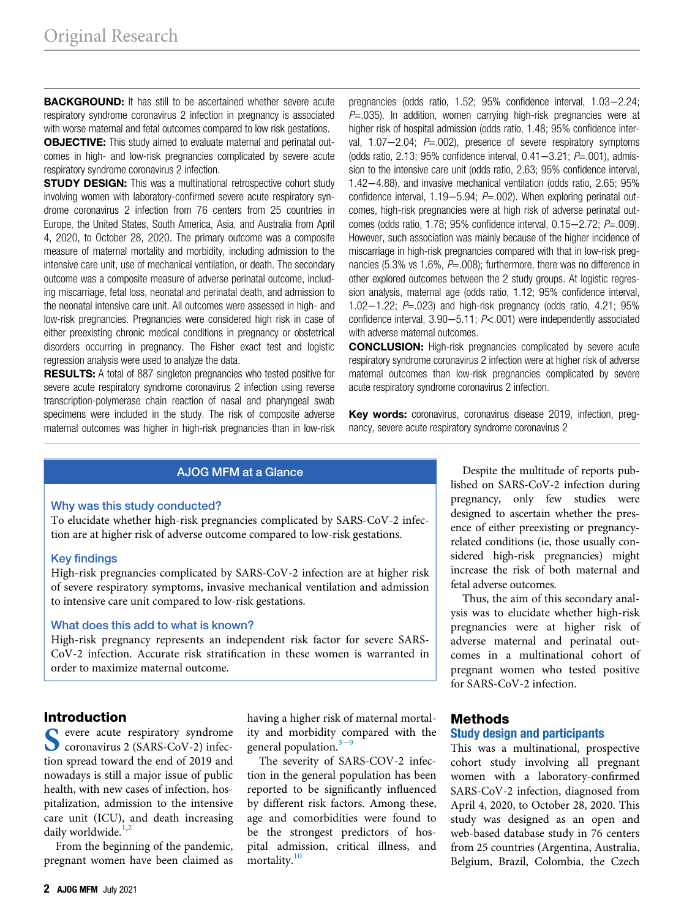**BACKGROUND:** It has still to be ascertained whether severe acute respiratory syndrome coronavirus 2 infection in pregnancy is associated with worse maternal and fetal outcomes compared to low risk gestations.

**OBJECTIVE:** This study aimed to evaluate maternal and perinatal outcomes in high- and low-risk pregnancies complicated by severe acute respiratory syndrome coronavirus 2 infection.

**STUDY DESIGN:** This was a multinational retrospective cohort study involving women with laboratory-confirmed severe acute respiratory syndrome coronavirus 2 infection from 76 centers from 25 countries in Europe, the United States, South America, Asia, and Australia from April 4, 2020, to October 28, 2020. The primary outcome was a composite measure of maternal mortality and morbidity, including admission to the intensive care unit, use of mechanical ventilation, or death. The secondary outcome was a composite measure of adverse perinatal outcome, including miscarriage, fetal loss, neonatal and perinatal death, and admission to the neonatal intensive care unit. All outcomes were assessed in high- and low-risk pregnancies. Pregnancies were considered high risk in case of either preexisting chronic medical conditions in pregnancy or obstetrical disorders occurring in pregnancy. The Fisher exact test and logistic regression analysis were used to analyze the data.

**RESULTS:** A total of 887 singleton pregnancies who tested positive for severe acute respiratory syndrome coronavirus 2 infection using reverse transcription-polymerase chain reaction of nasal and pharyngeal swab specimens were included in the study. The risk of composite adverse maternal outcomes was higher in high-risk pregnancies than in low-risk pregnancies (odds ratio, 1.52; 95% confidence interval, 1.03−2.24; $P=.035$). In addition, women carrying high-risk pregnancies were at higher risk of hospital admission (odds ratio, 1.48; 95% confidence interval, 1.07−2.04; $P=.002$), presence of severe respiratory symptoms (odds ratio, 2.13; 95% confidence interval, 0.41−3.21; $P=.001$), admission to the intensive care unit (odds ratio, 2.63; 95% confidence interval, 1.42−4.88), and invasive mechanical ventilation (odds ratio, 2.65; 95% confidence interval, 1.19−5.94; $P=.002$). When exploring perinatal outcomes, high-risk pregnancies were at high risk of adverse perinatal outcomes (odds ratio, 1.78; 95% confidence interval, 0.15−2.72; $P=.009$). However, such association was mainly because of the higher incidence of miscarriage in high-risk pregnancies compared with that in low-risk pregnancies (5.3% vs 1.6%, $P=.008$); furthermore, there was no difference in other explored outcomes between the 2 study groups. At logistic regression analysis, maternal age (odds ratio, 1.12; 95% confidence interval, 1.02−1.22; $P=.023$) and high-risk pregnancy (odds ratio, 4.21; 95% confidence interval, 3.90−5.11; $P<.001$) were independently associated with adverse maternal outcomes.

**CONCLUSION:** High-risk pregnancies complicated by severe acute respiratory syndrome coronavirus 2 infection were at higher risk of adverse maternal outcomes than low-risk pregnancies complicated by severe acute respiratory syndrome coronavirus 2 infection.

**Key words:** coronavirus, coronavirus disease 2019, infection, pregnancy, severe acute respiratory syndrome coronavirus 2

### AJOG MFM at a Glance

**Why was this study conducted?**

To elucidate whether high-risk pregnancies complicated by SARS-CoV-2 infection are at higher risk of adverse outcome compared to low-risk gestations.

**Key findings**

High-risk pregnancies complicated by SARS-CoV-2 infection are at higher risk of severe respiratory symptoms, invasive mechanical ventilation and admission to intensive care unit compared to low-risk gestations.

**What does this add to what is known?**

High-risk pregnancy represents an independent risk factor for severe SARS-CoV-2 infection. Accurate risk stratification in these women is warranted in order to maximize maternal outcome.

## Introduction

Severe acute respiratory syndrome coronavirus 2 (SARS-CoV-2) infection spread toward the end of 2019 and nowadays is still a major issue of public health, with new cases of infection, hospitalization, admission to the intensive care unit (ICU), and death increasing daily worldwide.[1,2]

From the beginning of the pandemic, pregnant women have been claimed as having a higher risk of maternal mortality and morbidity compared with the general population.[3−9]

The severity of SARS-COV-2 infection in the general population has been reported to be significantly influenced by different risk factors. Among these, age and comorbidities were found to be the strongest predictors of hospital admission, critical illness, and mortality.[10]

Despite the multitude of reports published on SARS-CoV-2 infection during pregnancy, only few studies were designed to ascertain whether the presence of either preexisting or pregnancy-related conditions (ie, those usually considered high-risk pregnancies) might increase the risk of both maternal and fetal adverse outcomes.

Thus, the aim of this secondary analysis was to elucidate whether high-risk pregnancies were at higher risk of adverse maternal and perinatal outcomes in a multinational cohort of pregnant women who tested positive for SARS-CoV-2 infection.

## Methods

### Study design and participants

This was a multinational, prospective cohort study involving all pregnant women with a laboratory-confirmed SARS-CoV-2 infection, diagnosed from April 4, 2020, to October 28, 2020. This study was designed as an open and web-based database study in 76 centers from 25 countries (Argentina, Australia, Belgium, Brazil, Colombia, the Czech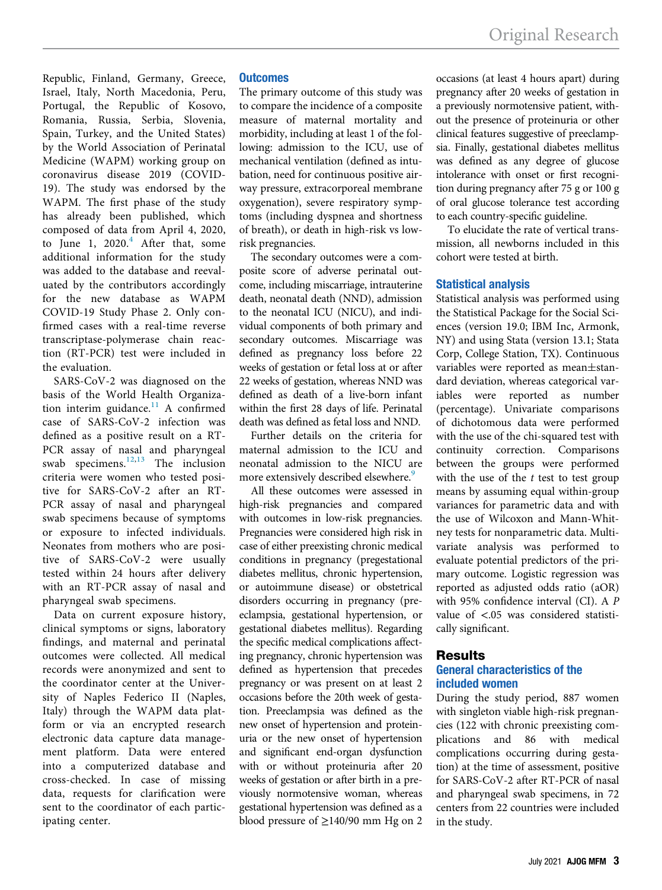Republic, Finland, Germany, Greece, Israel, Italy, North Macedonia, Peru, Portugal, the Republic of Kosovo, Romania, Russia, Serbia, Slovenia, Spain, Turkey, and the United States) by the World Association of Perinatal Medicine (WAPM) working group on coronavirus disease 2019 (COVID-19). The study was endorsed by the WAPM. The first phase of the study has already been published, which composed of data from April 4, 2020, to June 1, 2020.[4] After that, some additional information for the study was added to the database and reevaluated by the contributors accordingly for the new database as WAPM COVID-19 Study Phase 2. Only confirmed cases with a real-time reverse transcriptase-polymerase chain reaction (RT-PCR) test were included in the evaluation.

SARS-CoV-2 was diagnosed on the basis of the World Health Organization interim guidance.[11] A confirmed case of SARS-CoV-2 infection was defined as a positive result on a RT-PCR assay of nasal and pharyngeal swab specimens.[12,13] The inclusion criteria were women who tested positive for SARS-CoV-2 after an RT-PCR assay of nasal and pharyngeal swab specimens because of symptoms or exposure to infected individuals. Neonates from mothers who are positive of SARS-CoV-2 were usually tested within 24 hours after delivery with an RT-PCR assay of nasal and pharyngeal swab specimens.

Data on current exposure history, clinical symptoms or signs, laboratory findings, and maternal and perinatal outcomes were collected. All medical records were anonymized and sent to the coordinator center at the University of Naples Federico II (Naples, Italy) through the WAPM data platform or via an encrypted research electronic data capture data management platform. Data were entered into a computerized database and cross-checked. In case of missing data, requests for clarification were sent to the coordinator of each participating center.

### Outcomes

The primary outcome of this study was to compare the incidence of a composite measure of maternal mortality and morbidity, including at least 1 of the following: admission to the ICU, use of mechanical ventilation (defined as intubation, need for continuous positive airway pressure, extracorporeal membrane oxygenation), severe respiratory symptoms (including dyspnea and shortness of breath), or death in high-risk vs low-risk pregnancies.

The secondary outcomes were a composite score of adverse perinatal outcome, including miscarriage, intrauterine death, neonatal death (NND), admission to the neonatal ICU (NICU), and individual components of both primary and secondary outcomes. Miscarriage was defined as pregnancy loss before 22 weeks of gestation or fetal loss at or after 22 weeks of gestation, whereas NND was defined as death of a live-born infant within the first 28 days of life. Perinatal death was defined as fetal loss and NND.

Further details on the criteria for maternal admission to the ICU and neonatal admission to the NICU are more extensively described elsewhere.[9]

All these outcomes were assessed in high-risk pregnancies and compared with outcomes in low-risk pregnancies. Pregnancies were considered high risk in case of either preexisting chronic medical conditions in pregnancy (pregestational diabetes mellitus, chronic hypertension, or autoimmune disease) or obstetrical disorders occurring in pregnancy (preeclampsia, gestational hypertension, or gestational diabetes mellitus). Regarding the specific medical complications affecting pregnancy, chronic hypertension was defined as hypertension that precedes pregnancy or was present on at least 2 occasions before the 20th week of gestation. Preeclampsia was defined as the new onset of hypertension and proteinuria or the new onset of hypertension and significant end-organ dysfunction with or without proteinuria after 20 weeks of gestation or after birth in a previously normotensive woman, whereas gestational hypertension was defined as a blood pressure of ≥140/90 mm Hg on 2 occasions (at least 4 hours apart) during pregnancy after 20 weeks of gestation in a previously normotensive patient, without the presence of proteinuria or other clinical features suggestive of preeclampsia. Finally, gestational diabetes mellitus was defined as any degree of glucose intolerance with onset or first recognition during pregnancy after 75 g or 100 g of oral glucose tolerance test according to each country-specific guideline.

To elucidate the rate of vertical transmission, all newborns included in this cohort were tested at birth.

### Statistical analysis

Statistical analysis was performed using the Statistical Package for the Social Sciences (version 19.0; IBM Inc, Armonk, NY) and using Stata (version 13.1; Stata Corp, College Station, TX). Continuous variables were reported as mean±standard deviation, whereas categorical variables were reported as number (percentage). Univariate comparisons of dichotomous data were performed with the use of the chi-squared test with continuity correction. Comparisons between the groups were performed with the use of the *t* test to test group means by assuming equal within-group variances for parametric data and with the use of Wilcoxon and Mann-Whitney tests for nonparametric data. Multivariate analysis was performed to evaluate potential predictors of the primary outcome. Logistic regression was reported as adjusted odds ratio (aOR) with 95% confidence interval (CI). A *P* value of <.05 was considered statistically significant.

## Results

### General characteristics of the included women

During the study period, 887 women with singleton viable high-risk pregnancies (122 with chronic preexisting complications and 86 with medical complications occurring during gestation) at the time of assessment, positive for SARS-CoV-2 after RT-PCR of nasal and pharyngeal swab specimens, in 72 centers from 22 countries were included in the study.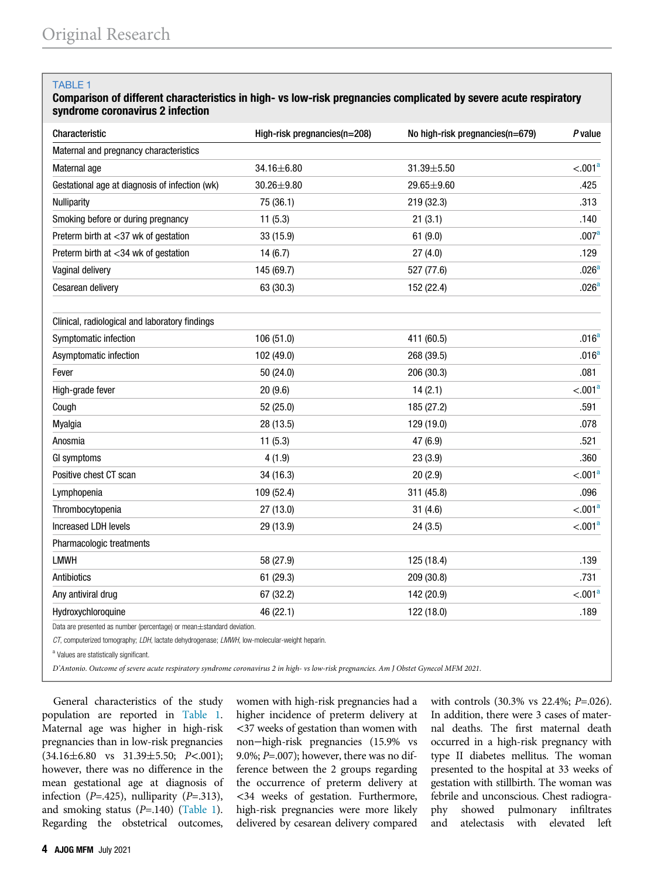**TABLE 1**

**Comparison of different characteristics in high- vs low-risk pregnancies complicated by severe acute respiratory syndrome coronavirus 2 infection**

| Characteristic | High-risk pregnancies(n=208) | No high-risk pregnancies(n=679) | P value |
|---|---|---|---|
| Maternal and pregnancy characteristics | | | |
| Maternal age | 34.16±6.80 | 31.39±5.50 | <.001[a] |
| Gestational age at diagnosis of infection (wk) | 30.26±9.80 | 29.65±9.60 | .425 |
| Nulliparity | 75 (36.1) | 219 (32.3) | .313 |
| Smoking before or during pregnancy | 11 (5.3) | 21 (3.1) | .140 |
| Preterm birth at <37 wk of gestation | 33 (15.9) | 61 (9.0) | .007[a] |
| Preterm birth at <34 wk of gestation | 14 (6.7) | 27 (4.0) | .129 |
| Vaginal delivery | 145 (69.7) | 527 (77.6) | .026[a] |
| Cesarean delivery | 63 (30.3) | 152 (22.4) | .026[a] |
| Clinical, radiological and laboratory findings | | | |
| Symptomatic infection | 106 (51.0) | 411 (60.5) | .016[a] |
| Asymptomatic infection | 102 (49.0) | 268 (39.5) | .016[a] |
| Fever | 50 (24.0) | 206 (30.3) | .081 |
| High-grade fever | 20 (9.6) | 14 (2.1) | <.001[a] |
| Cough | 52 (25.0) | 185 (27.2) | .591 |
| Myalgia | 28 (13.5) | 129 (19.0) | .078 |
| Anosmia | 11 (5.3) | 47 (6.9) | .521 |
| GI symptoms | 4 (1.9) | 23 (3.9) | .360 |
| Positive chest CT scan | 34 (16.3) | 20 (2.9) | <.001[a] |
| Lymphopenia | 109 (52.4) | 311 (45.8) | .096 |
| Thrombocytopenia | 27 (13.0) | 31 (4.6) | <.001[a] |
| Increased LDH levels | 29 (13.9) | 24 (3.5) | <.001[a] |
| Pharmacologic treatments | | | |
| LMWH | 58 (27.9) | 125 (18.4) | .139 |
| Antibiotics | 61 (29.3) | 209 (30.8) | .731 |
| Any antiviral drug | 67 (32.2) | 142 (20.9) | <.001[a] |
| Hydroxychloroquine | 46 (22.1) | 122 (18.0) | .189 |

Data are presented as number (percentage) or mean±standard deviation.

*CT*, computerized tomography; *LDH*, lactate dehydrogenase; *LMWH*, low-molecular-weight heparin.

[a] Values are statistically significant.

*D'Antonio. Outcome of severe acute respiratory syndrome coronavirus 2 in high- vs low-risk pregnancies. Am J Obstet Gynecol MFM 2021.*

General characteristics of the study population are reported in Table 1. Maternal age was higher in high-risk pregnancies than in low-risk pregnancies (34.16±6.80 vs 31.39±5.50; *P*<.001); however, there was no difference in the mean gestational age at diagnosis of infection (*P*=.425), nulliparity (*P*=.313), and smoking status (*P*=.140) (Table 1). Regarding the obstetrical outcomes, women with high-risk pregnancies had a higher incidence of preterm delivery at <37 weeks of gestation than women with non−high-risk pregnancies (15.9% vs 9.0%; *P*=.007); however, there was no difference between the 2 groups regarding the occurrence of preterm delivery at <34 weeks of gestation. Furthermore, high-risk pregnancies were more likely delivered by cesarean delivery compared with controls (30.3% vs 22.4%; *P*=.026). In addition, there were 3 cases of maternal deaths. The first maternal death occurred in a high-risk pregnancy with type II diabetes mellitus. The woman presented to the hospital at 33 weeks of gestation with stillbirth. The woman was febrile and unconscious. Chest radiography showed pulmonary infiltrates and atelectasis with elevated left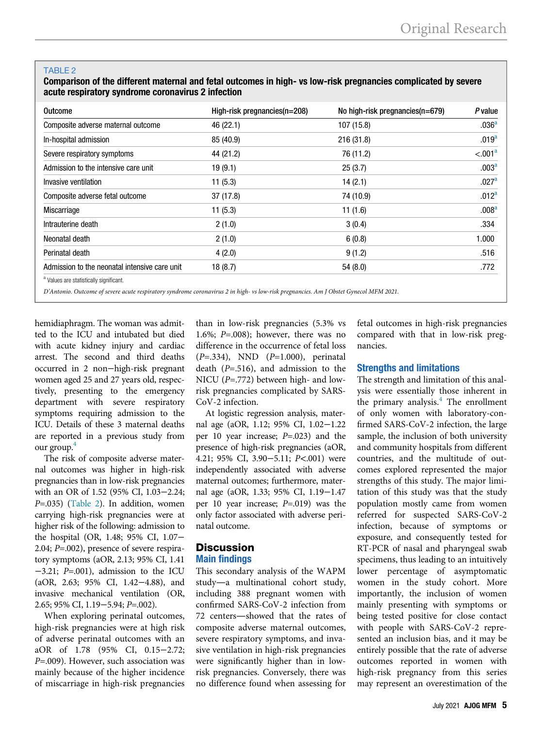TABLE 2

**Comparison of the different maternal and fetal outcomes in high- vs low-risk pregnancies complicated by severe acute respiratory syndrome coronavirus 2 infection**

| Outcome | High-risk pregnancies(n=208) | No high-risk pregnancies(n=679) | P value |
|---|---|---|---|
| Composite adverse maternal outcome | 46 (22.1) | 107 (15.8) | .036[a] |
| In-hospital admission | 85 (40.9) | 216 (31.8) | .019[a] |
| Severe respiratory symptoms | 44 (21.2) | 76 (11.2) | <.001[a] |
| Admission to the intensive care unit | 19 (9.1) | 25 (3.7) | .003[a] |
| Invasive ventilation | 11 (5.3) | 14 (2.1) | .027[a] |
| Composite adverse fetal outcome | 37 (17.8) | 74 (10.9) | .012[a] |
| Miscarriage | 11 (5.3) | 11 (1.6) | .008[a] |
| Intrauterine death | 2 (1.0) | 3 (0.4) | .334 |
| Neonatal death | 2 (1.0) | 6 (0.8) | 1.000 |
| Perinatal death | 4 (2.0) | 9 (1.2) | .516 |
| Admission to the neonatal intensive care unit | 18 (8.7) | 54 (8.0) | .772 |

[a] Values are statistically significant.

*D'Antonio. Outcome of severe acute respiratory syndrome coronavirus 2 in high- vs low-risk pregnancies. Am J Obstet Gynecol MFM 2021.*

hemidiaphragm. The woman was admitted to the ICU and intubated but died with acute kidney injury and cardiac arrest. The second and third deaths occurred in 2 non−high-risk pregnant women aged 25 and 27 years old, respectively, presenting to the emergency department with severe respiratory symptoms requiring admission to the ICU. Details of these 3 maternal deaths are reported in a previous study from our group.[4]

The risk of composite adverse maternal outcomes was higher in high-risk pregnancies than in low-risk pregnancies with an OR of 1.52 (95% CI, 1.03−2.24; P=.035) (Table 2). In addition, women carrying high-risk pregnancies were at higher risk of the following: admission to the hospital (OR, 1.48; 95% CI, 1.07−2.04; P=.002), presence of severe respiratory symptoms (aOR, 2.13; 95% CI, 1.41−3.21; P=.001), admission to the ICU (aOR, 2.63; 95% CI, 1.42−4.88), and invasive mechanical ventilation (OR, 2.65; 95% CI, 1.19−5.94; P=.002).

When exploring perinatal outcomes, high-risk pregnancies were at high risk of adverse perinatal outcomes with an aOR of 1.78 (95% CI, 0.15−2.72; P=.009). However, such association was mainly because of the higher incidence of miscarriage in high-risk pregnancies than in low-risk pregnancies (5.3% vs 1.6%; P=.008); however, there was no difference in the occurrence of fetal loss (P=.334), NND (P=1.000), perinatal death (P=.516), and admission to the NICU (P=.772) between high- and low-risk pregnancies complicated by SARS-CoV-2 infection.

At logistic regression analysis, maternal age (aOR, 1.12; 95% CI, 1.02−1.22 per 10 year increase; P=.023) and the presence of high-risk pregnancies (aOR, 4.21; 95% CI, 3.90−5.11; P<.001) were independently associated with adverse maternal outcomes; furthermore, maternal age (aOR, 1.33; 95% CI, 1.19−1.47 per 10 year increase; P=.019) was the only factor associated with adverse perinatal outcome.

## Discussion

### Main findings

This secondary analysis of the WAPM study—a multinational cohort study, including 388 pregnant women with confirmed SARS-CoV-2 infection from 72 centers—showed that the rates of composite adverse maternal outcomes, severe respiratory symptoms, and invasive ventilation in high-risk pregnancies were significantly higher than in low-risk pregnancies. Conversely, there was no difference found when assessing for fetal outcomes in high-risk pregnancies compared with that in low-risk pregnancies.

### Strengths and limitations

The strength and limitation of this analysis were essentially those inherent in the primary analysis.[4] The enrollment of only women with laboratory-confirmed SARS-CoV-2 infection, the large sample, the inclusion of both university and community hospitals from different countries, and the multitude of outcomes explored represented the major strengths of this study. The major limitation of this study was that the study population mostly came from women referred for suspected SARS-CoV-2 infection, because of symptoms or exposure, and consequently tested for RT-PCR of nasal and pharyngeal swab specimens, thus leading to an intuitively lower percentage of asymptomatic women in the study cohort. More importantly, the inclusion of women mainly presenting with symptoms or being tested positive for close contact with people with SARS-CoV-2 represented an inclusion bias, and it may be entirely possible that the rate of adverse outcomes reported in women with high-risk pregnancy from this series may represent an overestimation of the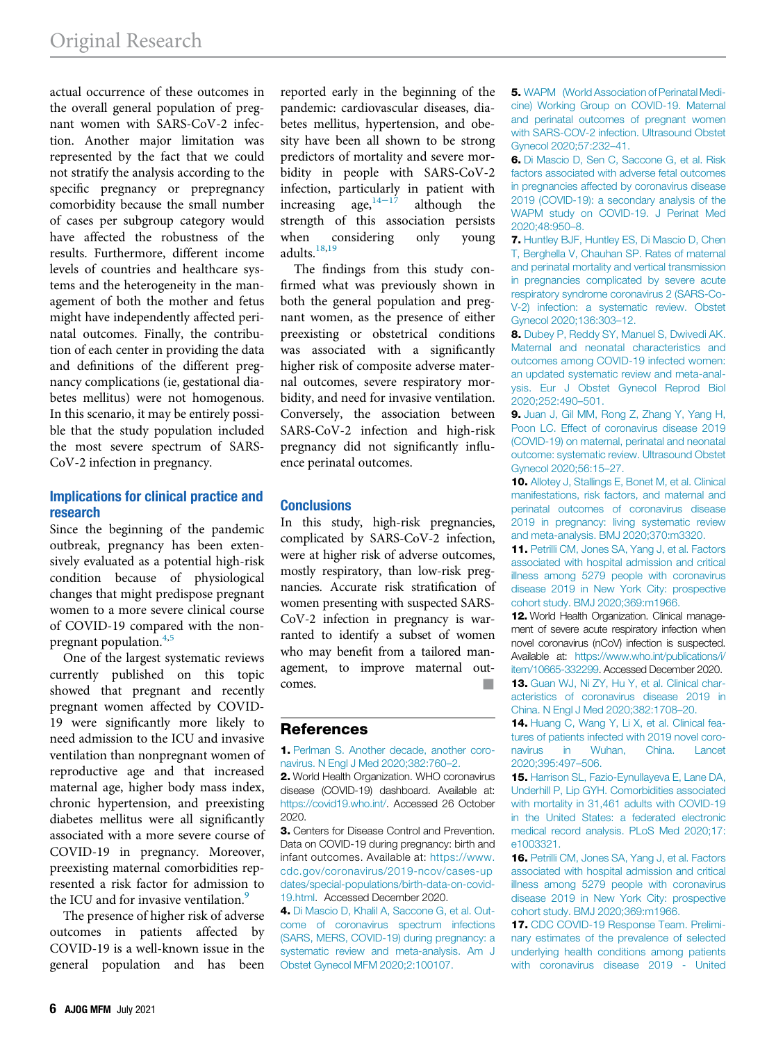actual occurrence of these outcomes in the overall general population of pregnant women with SARS-CoV-2 infection. Another major limitation was represented by the fact that we could not stratify the analysis according to the specific pregnancy or prepregnancy comorbidity because the small number of cases per subgroup category would have affected the robustness of the results. Furthermore, different income levels of countries and healthcare systems and the heterogeneity in the management of both the mother and fetus might have independently affected perinatal outcomes. Finally, the contribution of each center in providing the data and definitions of the different pregnancy complications (ie, gestational diabetes mellitus) were not homogenous. In this scenario, it may be entirely possible that the study population included the most severe spectrum of SARS-CoV-2 infection in pregnancy.

## Implications for clinical practice and research

Since the beginning of the pandemic outbreak, pregnancy has been extensively evaluated as a potential high-risk condition because of physiological changes that might predispose pregnant women to a more severe clinical course of COVID-19 compared with the nonpregnant population.[4,5]

One of the largest systematic reviews currently published on this topic showed that pregnant and recently pregnant women affected by COVID-19 were significantly more likely to need admission to the ICU and invasive ventilation than nonpregnant women of reproductive age and that increased maternal age, higher body mass index, chronic hypertension, and preexisting diabetes mellitus were all significantly associated with a more severe course of COVID-19 in pregnancy. Moreover, preexisting maternal comorbidities represented a risk factor for admission to the ICU and for invasive ventilation.[9]

The presence of higher risk of adverse outcomes in patients affected by COVID-19 is a well-known issue in the general population and has been reported early in the beginning of the pandemic: cardiovascular diseases, diabetes mellitus, hypertension, and obesity have been all shown to be strong predictors of mortality and severe morbidity in people with SARS-CoV-2 infection, particularly in patient with increasing age,[14–17] although the strength of this association persists when considering only young adults.[18,19]

The findings from this study confirmed what was previously shown in both the general population and pregnant women, as the presence of either preexisting or obstetrical conditions was associated with a significantly higher risk of composite adverse maternal outcomes, severe respiratory morbidity, and need for invasive ventilation. Conversely, the association between SARS-CoV-2 infection and high-risk pregnancy did not significantly influence perinatal outcomes.

## Conclusions

In this study, high-risk pregnancies, complicated by SARS-CoV-2 infection, were at higher risk of adverse outcomes, mostly respiratory, than low-risk pregnancies. Accurate risk stratification of women presenting with suspected SARS-CoV-2 infection in pregnancy is warranted to identify a subset of women who may benefit from a tailored management, to improve maternal outcomes. ■

## References

**1.** Perlman S. Another decade, another coronavirus. N Engl J Med 2020;382:760–2.

**2.** World Health Organization. WHO coronavirus disease (COVID-19) dashboard. Available at: https://covid19.who.int/. Accessed 26 October 2020.

**3.** Centers for Disease Control and Prevention. Data on COVID-19 during pregnancy: birth and infant outcomes. Available at: https://www.cdc.gov/coronavirus/2019-ncov/cases-updates/special-populations/birth-data-on-covid-19.html. Accessed December 2020.

**4.** Di Mascio D, Khalil A, Saccone G, et al. Outcome of coronavirus spectrum infections (SARS, MERS, COVID-19) during pregnancy: a systematic review and meta-analysis. Am J Obstet Gynecol MFM 2020;2:100107.

**5.** WAPM (World Association of Perinatal Medicine) Working Group on COVID-19. Maternal and perinatal outcomes of pregnant women with SARS-COV-2 infection. Ultrasound Obstet Gynecol 2020;57:232–41.

**6.** Di Mascio D, Sen C, Saccone G, et al. Risk factors associated with adverse fetal outcomes in pregnancies affected by coronavirus disease 2019 (COVID-19): a secondary analysis of the WAPM study on COVID-19. J Perinat Med 2020;48:950–8.

**7.** Huntley BJF, Huntley ES, Di Mascio D, Chen T, Berghella V, Chauhan SP. Rates of maternal and perinatal mortality and vertical transmission in pregnancies complicated by severe acute respiratory syndrome coronavirus 2 (SARS-Co-V-2) infection: a systematic review. Obstet Gynecol 2020;136:303–12.

**8.** Dubey P, Reddy SY, Manuel S, Dwivedi AK. Maternal and neonatal characteristics and outcomes among COVID-19 infected women: an updated systematic review and meta-analysis. Eur J Obstet Gynecol Reprod Biol 2020;252:490–501.

**9.** Juan J, Gil MM, Rong Z, Zhang Y, Yang H, Poon LC. Effect of coronavirus disease 2019 (COVID-19) on maternal, perinatal and neonatal outcome: systematic review. Ultrasound Obstet Gynecol 2020;56:15–27.

**10.** Allotey J, Stallings E, Bonet M, et al. Clinical manifestations, risk factors, and maternal and perinatal outcomes of coronavirus disease 2019 in pregnancy: living systematic review and meta-analysis. BMJ 2020;370:m3320.

**11.** Petrilli CM, Jones SA, Yang J, et al. Factors associated with hospital admission and critical illness among 5279 people with coronavirus disease 2019 in New York City: prospective cohort study. BMJ 2020;369:m1966.

**12.** World Health Organization. Clinical management of severe acute respiratory infection when novel coronavirus (nCoV) infection is suspected. Available at: https://www.who.int/publications/i/item/10665-332299. Accessed December 2020.

**13.** Guan WJ, Ni ZY, Hu Y, et al. Clinical characteristics of coronavirus disease 2019 in China. N Engl J Med 2020;382:1708–20.

**14.** Huang C, Wang Y, Li X, et al. Clinical features of patients infected with 2019 novel coronavirus in Wuhan, China. Lancet 2020;395:497–506.

**15.** Harrison SL, Fazio-Eynullayeva E, Lane DA, Underhill P, Lip GYH. Comorbidities associated with mortality in 31,461 adults with COVID-19 in the United States: a federated electronic medical record analysis. PLoS Med 2020;17:e1003321.

**16.** Petrilli CM, Jones SA, Yang J, et al. Factors associated with hospital admission and critical illness among 5279 people with coronavirus disease 2019 in New York City: prospective cohort study. BMJ 2020;369:m1966.

**17.** CDC COVID-19 Response Team. Preliminary estimates of the prevalence of selected underlying health conditions among patients with coronavirus disease 2019 - United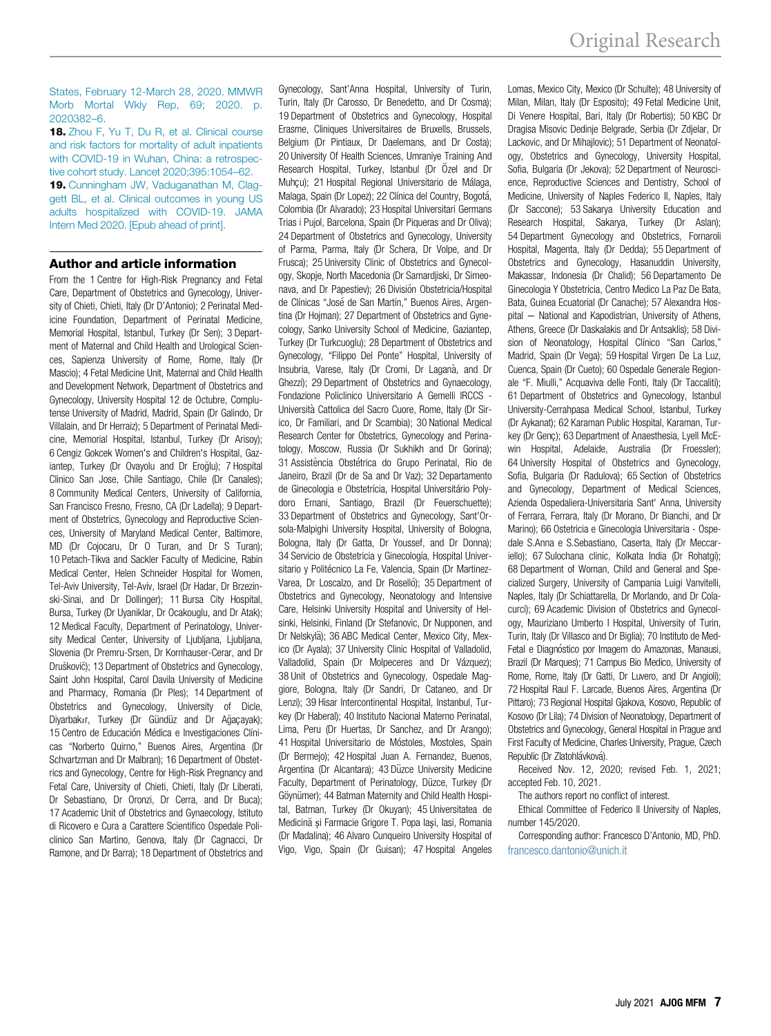States, February 12-March 28, 2020. MMWR Morb Mortal Wkly Rep, 69; 2020. p. 2020382–6.

**18.** Zhou F, Yu T, Du R, et al. Clinical course and risk factors for mortality of adult inpatients with COVID-19 in Wuhan, China: a retrospective cohort study. Lancet 2020;395:1054–62.

**19.** Cunningham JW, Vaduganathan M, Claggett BL, et al. Clinical outcomes in young US adults hospitalized with COVID-19. JAMA Intern Med 2020. [Epub ahead of print].

## Author and article information

From the 1 Centre for High-Risk Pregnancy and Fetal Care, Department of Obstetrics and Gynecology, University of Chieti, Chieti, Italy (Dr D'Antonio); 2 Perinatal Medicine Foundation, Department of Perinatal Medicine, Memorial Hospital, Istanbul, Turkey (Dr Sen); 3 Department of Maternal and Child Health and Urological Sciences, Sapienza University of Rome, Rome, Italy (Dr Mascio); 4 Fetal Medicine Unit, Maternal and Child Health and Development Network, Department of Obstetrics and Gynecology, University Hospital 12 de Octubre, Complutense University of Madrid, Madrid, Spain (Dr Galindo, Dr Villalain, and Dr Herraiz); 5 Department of Perinatal Medicine, Memorial Hospital, Istanbul, Turkey (Dr Arisoy); 6 Cengiz Gokcek Women's and Children's Hospital, Gaziantep, Turkey (Dr Ovayolu and Dr Eroğlu); 7 Hospital Clinico San Jose, Chile Santiago, Chile (Dr Canales); 8 Community Medical Centers, University of California, San Francisco Fresno, Fresno, CA (Dr Ladella); 9 Department of Obstetrics, Gynecology and Reproductive Sciences, University of Maryland Medical Center, Baltimore, MD (Dr Cojocaru, Dr O Turan, and Dr S Turan); 10 Petach-Tikva and Sackler Faculty of Medicine, Rabin Medical Center, Helen Schneider Hospital for Women, Tel-Aviv University, Tel-Aviv, Israel (Dr Hadar, Dr Brzezinski-Sinai, and Dr Dollinger); 11 Bursa City Hospital, Bursa, Turkey (Dr Uyaniklar, Dr Ocakouglu, and Dr Atak); 12 Medical Faculty, Department of Perinatology, University Medical Center, University of Ljubljana, Ljubljana, Slovenia (Dr Premru-Srsen, Dr Kornhauser-Cerar, and Dr Druškovič); 13 Department of Obstetrics and Gynecology, Saint John Hospital, Carol Davila University of Medicine and Pharmacy, Romania (Dr Ples); 14 Department of Obstetrics and Gynecology, University of Dicle, Diyarbakır, Turkey (Dr Gündüz and Dr Ağaçayak); 15 Centro de Educación Médica e Investigaciones Clínicas "Norberto Quirno," Buenos Aires, Argentina (Dr Schvartzman and Dr Malbran); 16 Department of Obstetrics and Gynecology, Centre for High-Risk Pregnancy and Fetal Care, University of Chieti, Chieti, Italy (Dr Liberati, Dr Sebastiano, Dr Oronzi, Dr Cerra, and Dr Buca); 17 Academic Unit of Obstetrics and Gynaecology, Istituto di Ricovero e Cura a Carattere Scientifico Ospedale Policlinico San Martino, Genova, Italy (Dr Cagnacci, Dr Ramone, and Dr Barra); 18 Department of Obstetrics and Gynecology, Sant'Anna Hospital, University of Turin, Turin, Italy (Dr Carosso, Dr Benedetto, and Dr Cosma); 19 Department of Obstetrics and Gynecology, Hospital Erasme, Cliniques Universitaires de Bruxells, Brussels, Belgium (Dr Pintiaux, Dr Daelemans, and Dr Costa); 20 University Of Health Sciences, Umraniye Training And Research Hospital, Turkey, Istanbul (Dr Özel and Dr Muhçu); 21 Hospital Regional Universitario de Málaga, Malaga, Spain (Dr Lopez); 22 Clínica del Country, Bogotá, Colombia (Dr Alvarado); 23 Hospital Universitari Germans Trias i Pujol, Barcelona, Spain (Dr Piqueras and Dr Oliva); 24 Department of Obstetrics and Gynecology, University of Parma, Parma, Italy (Dr Schera, Dr Volpe, and Dr Frusca); 25 University Clinic of Obstetrics and Gynecology, Skopje, North Macedonia (Dr Samardjiski, Dr Simeonava, and Dr Papestiev); 26 División Obstetricia/Hospital de Clínicas "José de San Martín," Buenos Aires, Argentina (Dr Hojman); 27 Department of Obstetrics and Gynecology, Sanko University School of Medicine, Gaziantep, Turkey (Dr Turkcuoglu); 28 Department of Obstetrics and Gynecology, "Filippo Del Ponte" Hospital, University of Insubria, Varese, Italy (Dr Cromi, Dr Laganà, and Dr Ghezzi); 29 Department of Obstetrics and Gynaecology, Fondazione Policlinico Universitario A Gemelli IRCCS - Università Cattolica del Sacro Cuore, Rome, Italy (Dr Sirico, Dr Familiari, and Dr Scambia); 30 National Medical Research Center for Obstetrics, Gynecology and Perinatology, Moscow, Russia (Dr Sukhikh and Dr Gorina); 31 Assistência Obstétrica do Grupo Perinatal, Rio de Janeiro, Brazil (Dr de Sa and Dr Vaz); 32 Departamento de Ginecologia e Obstetrícia, Hospital Universitário Polydoro Ernani, Santiago, Brazil (Dr Feuerschuette); 33 Department of Obstetrics and Gynecology, Sant'Orsola-Malpighi University Hospital, University of Bologna, Bologna, Italy (Dr Gatta, Dr Youssef, and Dr Donna); 34 Servicio de Obstetricia y Ginecología, Hospital Universitario y Politécnico La Fe, Valencia, Spain (Dr Martinez-Varea, Dr Loscalzo, and Dr Roselló); 35 Department of Obstetrics and Gynecology, Neonatology and Intensive Care, Helsinki University Hospital and University of Helsinki, Helsinki, Finland (Dr Stefanovic, Dr Nupponen, and Dr Nelskylä); 36 ABC Medical Center, Mexico City, Mexico (Dr Ayala); 37 University Clinic Hospital of Valladolid, Valladolid, Spain (Dr Molpeceres and Dr Vázquez); 38 Unit of Obstetrics and Gynecology, Ospedale Maggiore, Bologna, Italy (Dr Sandri, Dr Cataneo, and Dr Lenzi); 39 Hisar Intercontinental Hospital, Instanbul, Turkey (Dr Haberal); 40 Instituto Nacional Materno Perinatal, Lima, Peru (Dr Huertas, Dr Sanchez, and Dr Arango); 41 Hospital Universitario de Móstoles, Mostoles, Spain (Dr Bermejo); 42 Hospital Juan A. Fernandez, Buenos, Argentina (Dr Alcantara); 43 Düzce University Medicine Faculty, Department of Perinatology, Düzce, Turkey (Dr Göynümer); 44 Batman Maternity and Child Health Hospital, Batman, Turkey (Dr Okuyan); 45 Universitatea de Medicină şi Farmacie Grigore T. Popa Iaşi, Iasi, Romania (Dr Madalina); 46 Alvaro Cunqueiro University Hospital of Vigo, Vigo, Spain (Dr Guisan); 47 Hospital Angeles Lomas, Mexico City, Mexico (Dr Schulte); 48 University of Milan, Milan, Italy (Dr Esposito); 49 Fetal Medicine Unit, Di Venere Hospital, Bari, Italy (Dr Robertis); 50 KBC Dr Dragisa Misovic Dedinje Belgrade, Serbia (Dr Zdjelar, Dr Lackovic, and Dr Mihajlovic); 51 Department of Neonatology, Obstetrics and Gynecology, University Hospital, Sofia, Bulgaria (Dr Jekova); 52 Department of Neuroscience, Reproductive Sciences and Dentistry, School of Medicine, University of Naples Federico II, Naples, Italy (Dr Saccone); 53 Sakarya University Education and Research Hospital, Sakarya, Turkey (Dr Aslan); 54 Department Gynecology and Obstetrics, Fornaroli Hospital, Magenta, Italy (Dr Dedda); 55 Department of Obstetrics and Gynecology, Hasanuddin University, Makassar, Indonesia (Dr Chalid); 56 Departamento De Ginecologia Y Obstetricia, Centro Medico La Paz De Bata, Bata, Guinea Ecuatorial (Dr Canache); 57 Alexandra Hospital — National and Kapodistrian, University of Athens, Athens, Greece (Dr Daskalakis and Dr Antsaklis); 58 Division of Neonatology, Hospital Clínico "San Carlos," Madrid, Spain (Dr Vega); 59 Hospital Virgen De La Luz, Cuenca, Spain (Dr Cueto); 60 Ospedale Generale Regionale "F. Miulli," Acquaviva delle Fonti, Italy (Dr Taccalti); 61 Department of Obstetrics and Gynecology, Istanbul University-Cerrahpasa Medical School, Istanbul, Turkey (Dr Aykanat); 62 Karaman Public Hospital, Karaman, Turkey (Dr Genç); 63 Department of Anaesthesia, Lyell McEwin Hospital, Adelaide, Australia (Dr Froessler); 64 University Hospital of Obstetrics and Gynecology, Sofia, Bulgaria (Dr Radulova); 65 Section of Obstetrics and Gynecology, Department of Medical Sciences, Azienda Ospedaliera-Universitaria Sant' Anna, University of Ferrara, Ferrara, Italy (Dr Morano, Dr Bianchi, and Dr Marino); 66 Ostetricia e Ginecologia Universitaria - Ospedale S.Anna e S.Sebastiano, Caserta, Italy (Dr Meccariello); 67 Sulochana clinic, Kolkata India (Dr Rohatgi); 68 Department of Woman, Child and General and Specialized Surgery, University of Campania Luigi Vanvitelli, Naples, Italy (Dr Schiattarella, Dr Morlando, and Dr Colacurci); 69 Academic Division of Obstetrics and Gynecology, Mauriziano Umberto I Hospital, University of Turin, Turin, Italy (Dr Villasco and Dr Biglia); 70 Instituto de Med-Fetal e Diagnóstico por Imagem do Amazonas, Manaus, Brazil (Dr Marques); 71 Campus Bio Medico, University of Rome, Rome, Italy (Dr Gatti, Dr Luvero, and Dr Angioli); 72 Hospital Raul F. Larcade, Buenos Aires, Argentina (Dr Pittaro); 73 Regional Hospital Gjakova, Kosovo, Republic of Kosovo (Dr Lila); 74 Division of Neonatology, Department of Obstetrics and Gynecology, General Hospital in Prague and First Faculty of Medicine, Charles University, Prague, Czech Republic (Dr Zlatohlávková).

Received Nov. 12, 2020; revised Feb. 1, 2021; accepted Feb. 10, 2021.

The authors report no conflict of interest.

Ethical Committee of Federico II University of Naples, number 145/2020.

Corresponding author: Francesco D'Antonio, MD, PhD. francesco.dantonio@unich.it